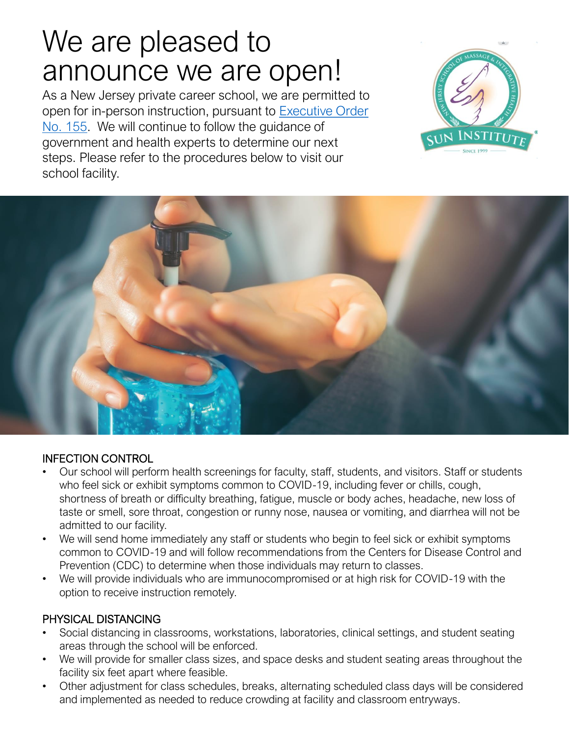# We are pleased to announce we are open!

As a New Jersey private career school, we are permitted to open for in-person instruction, pursuant to [Executive Order No. 155](). We will continue to follow the guidance of government and health experts to determine our next steps. Please refer to the procedures below to visit our school facility.

## INFECTION CONTROL

- Our school will perform health screenings for faculty, staff, students, and visitors. Staff or students who feel sick or exhibit symptoms common to COVID-19, including fever or chills, cough, shortness of breath or difficulty breathing, fatigue, muscle or body aches, headache, new loss of taste or smell, sore throat, congestion or runny nose, nausea or vomiting, and diarrhea will not be admitted to our facility.
- We will send home immediately any staff or students who begin to feel sick or exhibit symptoms common to COVID-19 and will follow recommendations from the Centers for Disease Control and Prevention (CDC) to determine when those individuals may return to classes.
- We will provide individuals who are immunocompromised or at high risk for COVID-19 with the option to receive instruction remotely.

## PHYSICAL DISTANCING

- Social distancing in classrooms, workstations, laboratories, clinical settings, and student seating areas through the school will be enforced.
- We will provide for smaller class sizes, and space desks and student seating areas throughout the facility six feet apart where feasible.
- Other adjustment for class schedules, breaks, alternating scheduled class days will be considered and implemented as needed to reduce crowding at facility and classroom entryways.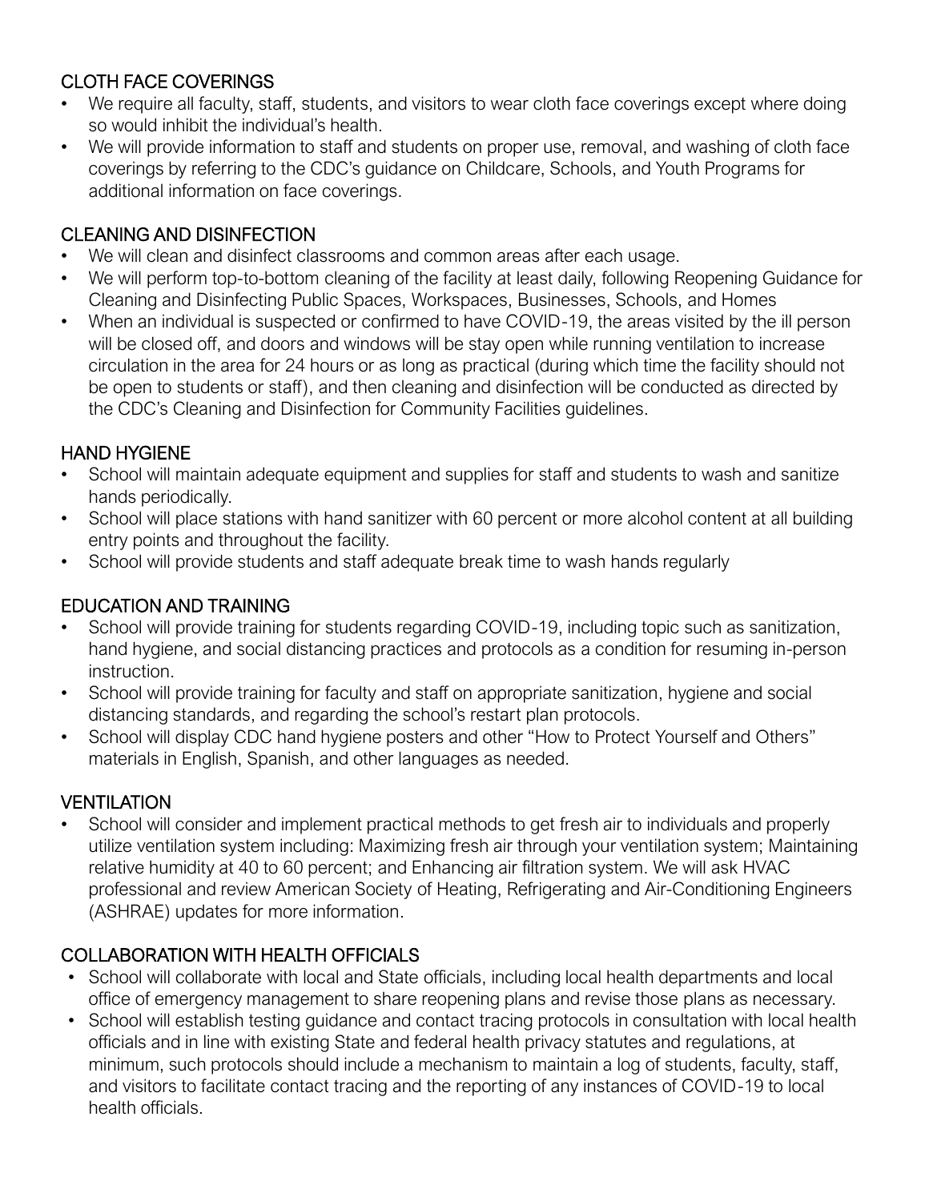## CLOTH FACE COVERINGS

- We require all faculty, staff, students, and visitors to wear cloth face coverings except where doing so would inhibit the individual's health.
- We will provide information to staff and students on proper use, removal, and washing of cloth face coverings by referring to the CDC's guidance on Childcare, Schools, and Youth Programs for additional information on face coverings.

## CLEANING AND DISINFECTION

- We will clean and disinfect classrooms and common areas after each usage.
- We will perform top-to-bottom cleaning of the facility at least daily, following Reopening Guidance for Cleaning and Disinfecting Public Spaces, Workspaces, Businesses, Schools, and Homes
- When an individual is suspected or confirmed to have COVID-19, the areas visited by the ill person will be closed off, and doors and windows will be stay open while running ventilation to increase circulation in the area for 24 hours or as long as practical (during which time the facility should not be open to students or staff), and then cleaning and disinfection will be conducted as directed by the CDC's Cleaning and Disinfection for Community Facilities guidelines.

## HAND HYGIENE

- School will maintain adequate equipment and supplies for staff and students to wash and sanitize hands periodically.
- School will place stations with hand sanitizer with 60 percent or more alcohol content at all building entry points and throughout the facility.
- School will provide students and staff adequate break time to wash hands regularly

## EDUCATION AND TRAINING

- School will provide training for students regarding COVID-19, including topic such as sanitization, hand hygiene, and social distancing practices and protocols as a condition for resuming in-person instruction.
- School will provide training for faculty and staff on appropriate sanitization, hygiene and social distancing standards, and regarding the school's restart plan protocols.
- School will display CDC hand hygiene posters and other "How to Protect Yourself and Others" materials in English, Spanish, and other languages as needed.

## VENTILATION

- School will consider and implement practical methods to get fresh air to individuals and properly utilize ventilation system including: Maximizing fresh air through your ventilation system; Maintaining relative humidity at 40 to 60 percent; and Enhancing air filtration system. We will ask HVAC professional and review American Society of Heating, Refrigerating and Air-Conditioning Engineers (ASHRAE) updates for more information.

## COLLABORATION WITH HEALTH OFFICIALS

- School will collaborate with local and State officials, including local health departments and local office of emergency management to share reopening plans and revise those plans as necessary.
- School will establish testing guidance and contact tracing protocols in consultation with local health officials and in line with existing State and federal health privacy statutes and regulations, at minimum, such protocols should include a mechanism to maintain a log of students, faculty, staff, and visitors to facilitate contact tracing and the reporting of any instances of COVID-19 to local health officials.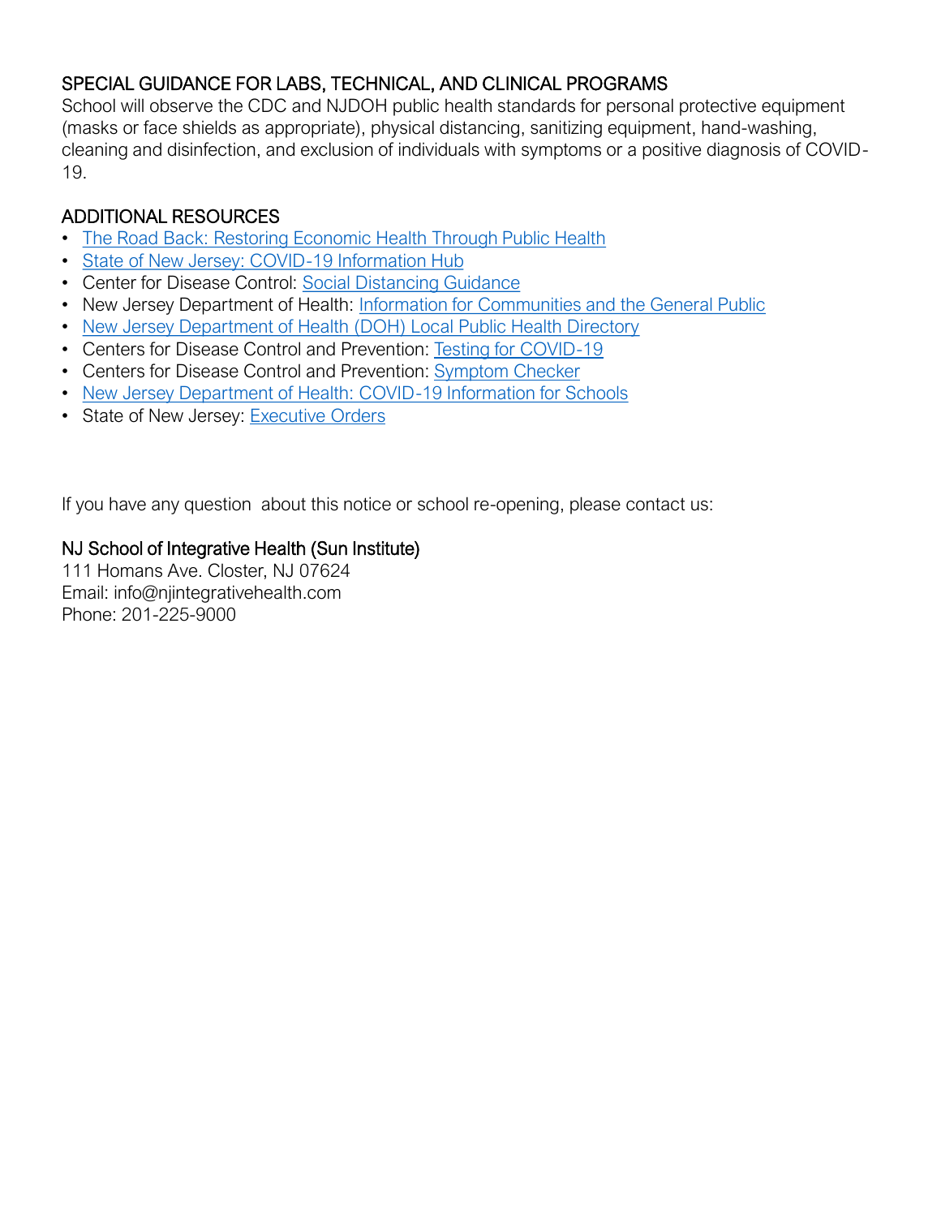## SPECIAL GUIDANCE FOR LABS, TECHNICAL, AND CLINICAL PROGRAMS

School will observe the CDC and NJDOH public health standards for personal protective equipment (masks or face shields as appropriate), physical distancing, sanitizing equipment, hand-washing, cleaning and disinfection, and exclusion of individuals with symptoms or a positive diagnosis of COVID-19.

## ADDITIONAL RESOURCES

- The Road Back: Restoring Economic Health Through Public Health
- State of New Jersey: COVID-19 Information Hub
- Center for Disease Control: Social Distancing Guidance
- New Jersey Department of Health: Information for Communities and the General Public
- New Jersey Department of Health (DOH) Local Public Health Directory
- Centers for Disease Control and Prevention: Testing for COVID-19
- Centers for Disease Control and Prevention: Symptom Checker
- New Jersey Department of Health: COVID-19 Information for Schools
- State of New Jersey: Executive Orders

If you have any question about this notice or school re-opening, please contact us:

NJ School of Integrative Health (Sun Institute)
111 Homans Ave. Closter, NJ 07624
Email: info@njintegrativehealth.com
Phone: 201-225-9000